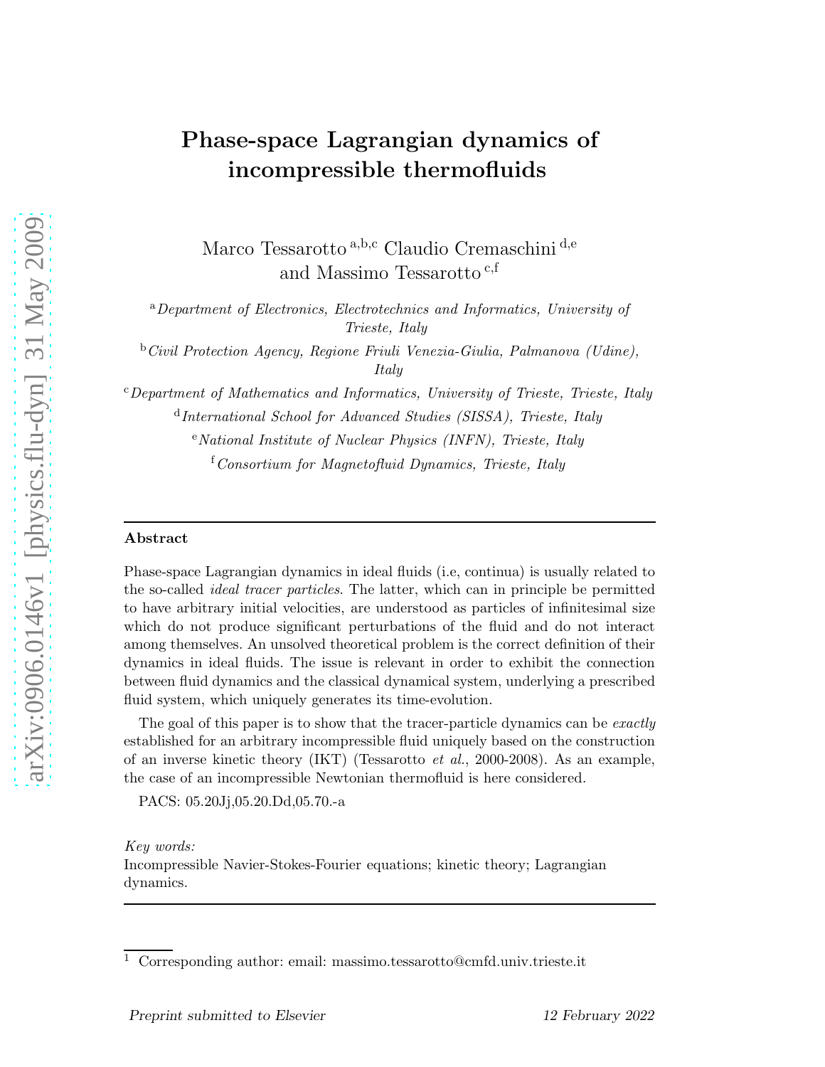# Phase-space Lagrangian dynamics of incompressible thermofluids

Marco Tessarotto [a,b,c] Claudio Cremaschini [d,e] and Massimo Tessarotto [c,f]

[a] *Department of Electronics, Electrotechnics and Informatics, University of Trieste, Italy*

[b] *Civil Protection Agency, Regione Friuli Venezia-Giulia, Palmanova (Udine), Italy*

[c] *Department of Mathematics and Informatics, University of Trieste, Trieste, Italy*

[d] *International School for Advanced Studies (SISSA), Trieste, Italy*

[e] *National Institute of Nuclear Physics (INFN), Trieste, Italy*

[f] *Consortium for Magnetofluid Dynamics, Trieste, Italy*

---

**Abstract**

Phase-space Lagrangian dynamics in ideal fluids (i.e, continua) is usually related to the so-called *ideal tracer particles*. The latter, which can in principle be permitted to have arbitrary initial velocities, are understood as particles of infinitesimal size which do not produce significant perturbations of the fluid and do not interact among themselves. An unsolved theoretical problem is the correct definition of their dynamics in ideal fluids. The issue is relevant in order to exhibit the connection between fluid dynamics and the classical dynamical system, underlying a prescribed fluid system, which uniquely generates its time-evolution.

The goal of this paper is to show that the tracer-particle dynamics can be *exactly* established for an arbitrary incompressible fluid uniquely based on the construction of an inverse kinetic theory (IKT) (Tessarotto *et al.*, 2000-2008). As an example, the case of an incompressible Newtonian thermofluid is here considered.

PACS: 05.20Jj,05.20.Dd,05.70.-a

*Key words:*
Incompressible Navier-Stokes-Fourier equations; kinetic theory; Lagrangian dynamics.

---

[1] Corresponding author: email: massimo.tessarotto@cmfd.univ.trieste.it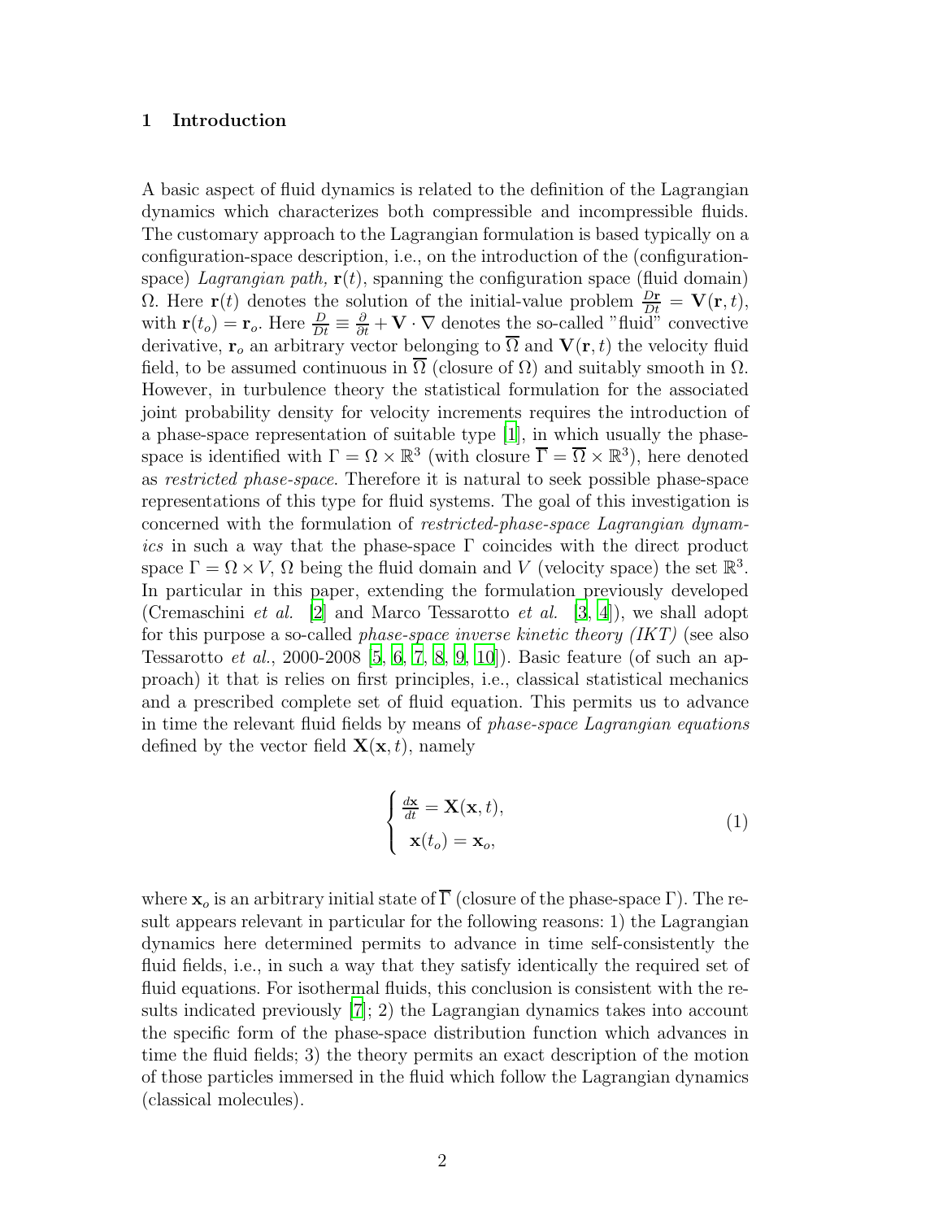## 1 Introduction

A basic aspect of fluid dynamics is related to the definition of the Lagrangian dynamics which characterizes both compressible and incompressible fluids. The customary approach to the Lagrangian formulation is based typically on a configuration-space description, i.e., on the introduction of the (configuration-space) *Lagrangian path,* $\mathbf{r}(t)$, spanning the configuration space (fluid domain) $\Omega$. Here $\mathbf{r}(t)$ denotes the solution of the initial-value problem $\frac{D\mathbf{r}}{Dt} = \mathbf{V}(\mathbf{r}, t)$, with $\mathbf{r}(t_o) = \mathbf{r}_o$. Here $\frac{D}{Dt} \equiv \frac{\partial}{\partial t} + \mathbf{V} \cdot \nabla$ denotes the so-called "fluid" convective derivative, $\mathbf{r}_o$ an arbitrary vector belonging to $\overline{\Omega}$ and $\mathbf{V}(\mathbf{r}, t)$ the velocity fluid field, to be assumed continuous in $\overline{\Omega}$ (closure of $\Omega$) and suitably smooth in $\Omega$. However, in turbulence theory the statistical formulation for the associated joint probability density for velocity increments requires the introduction of a phase-space representation of suitable type [1], in which usually the phase-space is identified with $\Gamma = \Omega \times \mathbb{R}^3$ (with closure $\overline{\Gamma} = \overline{\Omega} \times \mathbb{R}^3$), here denoted as *restricted phase-space*. Therefore it is natural to seek possible phase-space representations of this type for fluid systems. The goal of this investigation is concerned with the formulation of *restricted-phase-space Lagrangian dynamics* in such a way that the phase-space $\Gamma$ coincides with the direct product space $\Gamma = \Omega \times V$, $\Omega$ being the fluid domain and $V$ (velocity space) the set $\mathbb{R}^3$. In particular in this paper, extending the formulation previously developed (Cremaschini *et al.* [2] and Marco Tessarotto *et al.* [3, 4]), we shall adopt for this purpose a so-called *phase-space inverse kinetic theory (IKT)* (see also Tessarotto *et al.*, 2000-2008 [5, 6, 7, 8, 9, 10]). Basic feature (of such an approach) it that is relies on first principles, i.e., classical statistical mechanics and a prescribed complete set of fluid equation. This permits us to advance in time the relevant fluid fields by means of *phase-space Lagrangian equations* defined by the vector field $\mathbf{X}(\mathbf{x}, t)$, namely

$$\begin{cases} \frac{d\mathbf{x}}{dt} = \mathbf{X}(\mathbf{x}, t), \\ \mathbf{x}(t_o) = \mathbf{x}_o, \end{cases} \tag{1}$$

where $\mathbf{x}_o$ is an arbitrary initial state of $\overline{\Gamma}$ (closure of the phase-space $\Gamma$). The result appears relevant in particular for the following reasons: 1) the Lagrangian dynamics here determined permits to advance in time self-consistently the fluid fields, i.e., in such a way that they satisfy identically the required set of fluid equations. For isothermal fluids, this conclusion is consistent with the results indicated previously [7]; 2) the Lagrangian dynamics takes into account the specific form of the phase-space distribution function which advances in time the fluid fields; 3) the theory permits an exact description of the motion of those particles immersed in the fluid which follow the Lagrangian dynamics (classical molecules).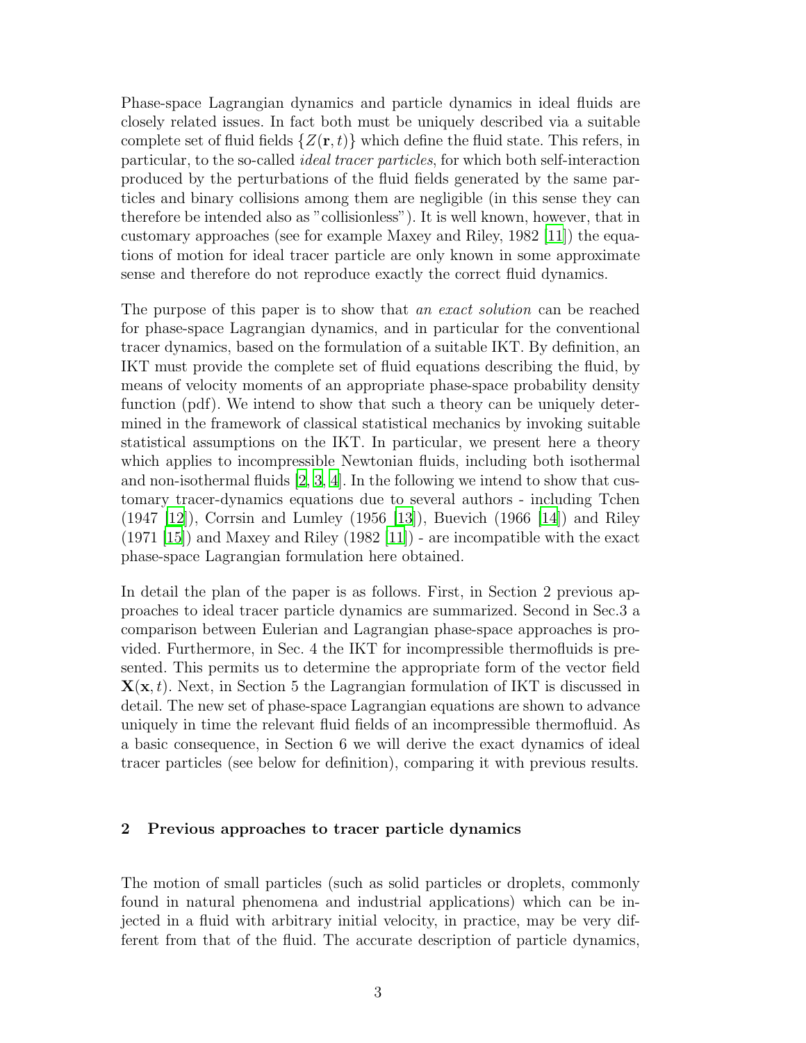Phase-space Lagrangian dynamics and particle dynamics in ideal fluids are closely related issues. In fact both must be uniquely described via a suitable complete set of fluid fields $\{Z(\mathbf{r},t)\}$ which define the fluid state. This refers, in particular, to the so-called *ideal tracer particles*, for which both self-interaction produced by the perturbations of the fluid fields generated by the same particles and binary collisions among them are negligible (in this sense they can therefore be intended also as "collisionless"). It is well known, however, that in customary approaches (see for example Maxey and Riley, 1982 [11]) the equations of motion for ideal tracer particle are only known in some approximate sense and therefore do not reproduce exactly the correct fluid dynamics.

The purpose of this paper is to show that *an exact solution* can be reached for phase-space Lagrangian dynamics, and in particular for the conventional tracer dynamics, based on the formulation of a suitable IKT. By definition, an IKT must provide the complete set of fluid equations describing the fluid, by means of velocity moments of an appropriate phase-space probability density function (pdf). We intend to show that such a theory can be uniquely determined in the framework of classical statistical mechanics by invoking suitable statistical assumptions on the IKT. In particular, we present here a theory which applies to incompressible Newtonian fluids, including both isothermal and non-isothermal fluids [2, 3, 4]. In the following we intend to show that customary tracer-dynamics equations due to several authors - including Tchen (1947 [12]), Corrsin and Lumley (1956 [13]), Buevich (1966 [14]) and Riley (1971 [15]) and Maxey and Riley (1982 [11]) - are incompatible with the exact phase-space Lagrangian formulation here obtained.

In detail the plan of the paper is as follows. First, in Section 2 previous approaches to ideal tracer particle dynamics are summarized. Second in Sec.3 a comparison between Eulerian and Lagrangian phase-space approaches is provided. Furthermore, in Sec. 4 the IKT for incompressible thermofluids is presented. This permits us to determine the appropriate form of the vector field $\mathbf{X}(\mathbf{x},t)$. Next, in Section 5 the Lagrangian formulation of IKT is discussed in detail. The new set of phase-space Lagrangian equations are shown to advance uniquely in time the relevant fluid fields of an incompressible thermofluid. As a basic consequence, in Section 6 we will derive the exact dynamics of ideal tracer particles (see below for definition), comparing it with previous results.

## 2 Previous approaches to tracer particle dynamics

The motion of small particles (such as solid particles or droplets, commonly found in natural phenomena and industrial applications) which can be injected in a fluid with arbitrary initial velocity, in practice, may be very different from that of the fluid. The accurate description of particle dynamics,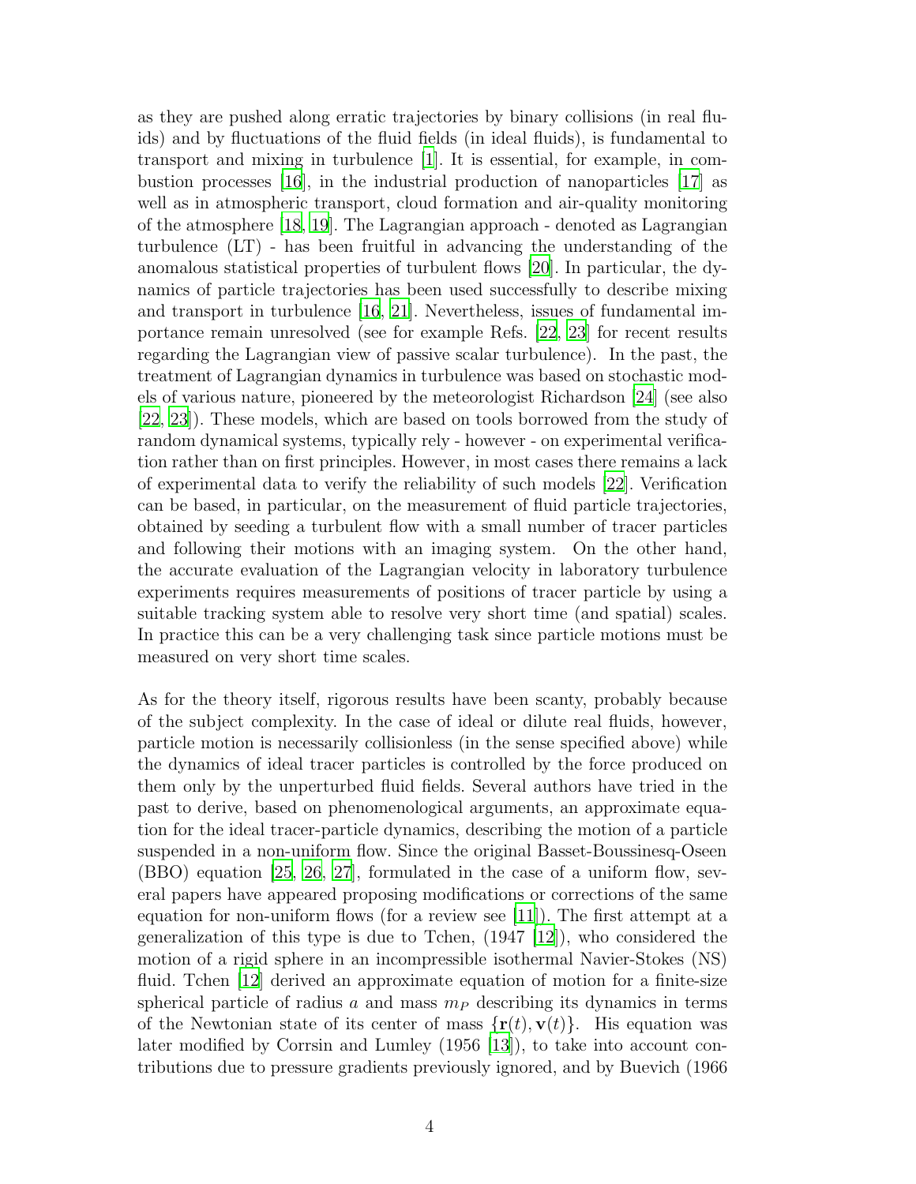as they are pushed along erratic trajectories by binary collisions (in real fluids) and by fluctuations of the fluid fields (in ideal fluids), is fundamental to transport and mixing in turbulence [1]. It is essential, for example, in combustion processes [16], in the industrial production of nanoparticles [17] as well as in atmospheric transport, cloud formation and air-quality monitoring of the atmosphere [18, 19]. The Lagrangian approach - denoted as Lagrangian turbulence (LT) - has been fruitful in advancing the understanding of the anomalous statistical properties of turbulent flows [20]. In particular, the dynamics of particle trajectories has been used successfully to describe mixing and transport in turbulence [16, 21]. Nevertheless, issues of fundamental importance remain unresolved (see for example Refs. [22, 23] for recent results regarding the Lagrangian view of passive scalar turbulence). In the past, the treatment of Lagrangian dynamics in turbulence was based on stochastic models of various nature, pioneered by the meteorologist Richardson [24] (see also [22, 23]). These models, which are based on tools borrowed from the study of random dynamical systems, typically rely - however - on experimental verification rather than on first principles. However, in most cases there remains a lack of experimental data to verify the reliability of such models [22]. Verification can be based, in particular, on the measurement of fluid particle trajectories, obtained by seeding a turbulent flow with a small number of tracer particles and following their motions with an imaging system. On the other hand, the accurate evaluation of the Lagrangian velocity in laboratory turbulence experiments requires measurements of positions of tracer particle by using a suitable tracking system able to resolve very short time (and spatial) scales. In practice this can be a very challenging task since particle motions must be measured on very short time scales.

As for the theory itself, rigorous results have been scanty, probably because of the subject complexity. In the case of ideal or dilute real fluids, however, particle motion is necessarily collisionless (in the sense specified above) while the dynamics of ideal tracer particles is controlled by the force produced on them only by the unperturbed fluid fields. Several authors have tried in the past to derive, based on phenomenological arguments, an approximate equation for the ideal tracer-particle dynamics, describing the motion of a particle suspended in a non-uniform flow. Since the original Basset-Boussinesq-Oseen (BBO) equation [25, 26, 27], formulated in the case of a uniform flow, several papers have appeared proposing modifications or corrections of the same equation for non-uniform flows (for a review see [11]). The first attempt at a generalization of this type is due to Tchen, (1947 [12]), who considered the motion of a rigid sphere in an incompressible isothermal Navier-Stokes (NS) fluid. Tchen [12] derived an approximate equation of motion for a finite-size spherical particle of radius $a$ and mass $m_P$ describing its dynamics in terms of the Newtonian state of its center of mass $\{\mathbf{r}(t), \mathbf{v}(t)\}$. His equation was later modified by Corrsin and Lumley (1956 [13]), to take into account contributions due to pressure gradients previously ignored, and by Buevich (1966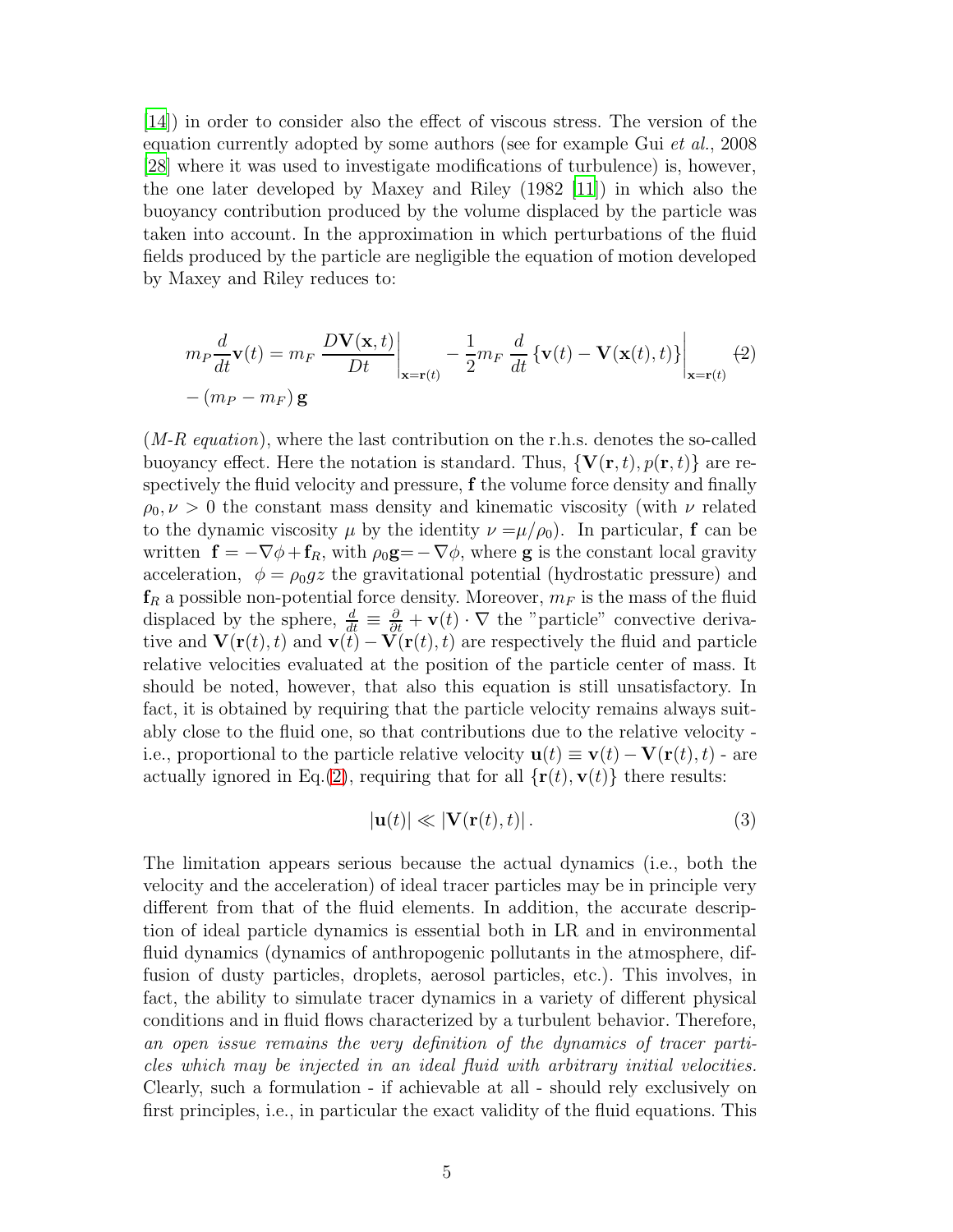[14]) in order to consider also the effect of viscous stress. The version of the equation currently adopted by some authors (see for example Gui *et al.*, 2008 [28] where it was used to investigate modifications of turbulence) is, however, the one later developed by Maxey and Riley (1982 [11]) in which also the buoyancy contribution produced by the volume displaced by the particle was taken into account. In the approximation in which perturbations of the fluid fields produced by the particle are negligible the equation of motion developed by Maxey and Riley reduces to:

$$
\begin{aligned}
m_P \frac{d}{dt}\mathbf{v}(t) = m_F \left. \frac{D\mathbf{V}(\mathbf{x},t)}{Dt} \right|_{\mathbf{x}=\mathbf{r}(t)} - \frac{1}{2} m_F \left. \frac{d}{dt} \left\{ \mathbf{v}(t) - \mathbf{V}(\mathbf{x}(t),t) \right\} \right|_{\mathbf{x}=\mathbf{r}(t)} \\
- \left( m_P - m_F \right) \mathbf{g}
\end{aligned}
\tag{2}
$$

(*M-R equation*), where the last contribution on the r.h.s. denotes the so-called buoyancy effect. Here the notation is standard. Thus, $\{\mathbf{V}(\mathbf{r},t), p(\mathbf{r},t)\}$ are respectively the fluid velocity and pressure, $\mathbf{f}$ the volume force density and finally $\rho_0, \nu > 0$ the constant mass density and kinematic viscosity (with $\nu$ related to the dynamic viscosity $\mu$ by the identity $\nu = \mu/\rho_0$). In particular, $\mathbf{f}$ can be written $\mathbf{f} = -\nabla\phi + \mathbf{f}_R$, with $\rho_0\mathbf{g} = -\nabla\phi$, where $\mathbf{g}$ is the constant local gravity acceleration, $\phi = \rho_0 g z$ the gravitational potential (hydrostatic pressure) and $\mathbf{f}_R$ a possible non-potential force density. Moreover, $m_F$ is the mass of the fluid displaced by the sphere, $\frac{d}{dt} \equiv \frac{\partial}{\partial t} + \mathbf{v}(t) \cdot \nabla$ the "particle" convective derivative and $\mathbf{V}(\mathbf{r}(t),t)$ and $\mathbf{v}(t) - \mathbf{V}(\mathbf{r}(t),t)$ are respectively the fluid and particle relative velocities evaluated at the position of the particle center of mass. It should be noted, however, that also this equation is still unsatisfactory. In fact, it is obtained by requiring that the particle velocity remains always suitably close to the fluid one, so that contributions due to the relative velocity - i.e., proportional to the particle relative velocity $\mathbf{u}(t) \equiv \mathbf{v}(t) - \mathbf{V}(\mathbf{r}(t),t)$ - are actually ignored in Eq.(2), requiring that for all $\{\mathbf{r}(t), \mathbf{v}(t)\}$ there results:

$$
|\mathbf{u}(t)| \ll |\mathbf{V}(\mathbf{r}(t),t)| . \tag{3}
$$

The limitation appears serious because the actual dynamics (i.e., both the velocity and the acceleration) of ideal tracer particles may be in principle very different from that of the fluid elements. In addition, the accurate description of ideal particle dynamics is essential both in LR and in environmental fluid dynamics (dynamics of anthropogenic pollutants in the atmosphere, diffusion of dusty particles, droplets, aerosol particles, etc.). This involves, in fact, the ability to simulate tracer dynamics in a variety of different physical conditions and in fluid flows characterized by a turbulent behavior. Therefore, *an open issue remains the very definition of the dynamics of tracer particles which may be injected in an ideal fluid with arbitrary initial velocities.* Clearly, such a formulation - if achievable at all - should rely exclusively on first principles, i.e., in particular the exact validity of the fluid equations. This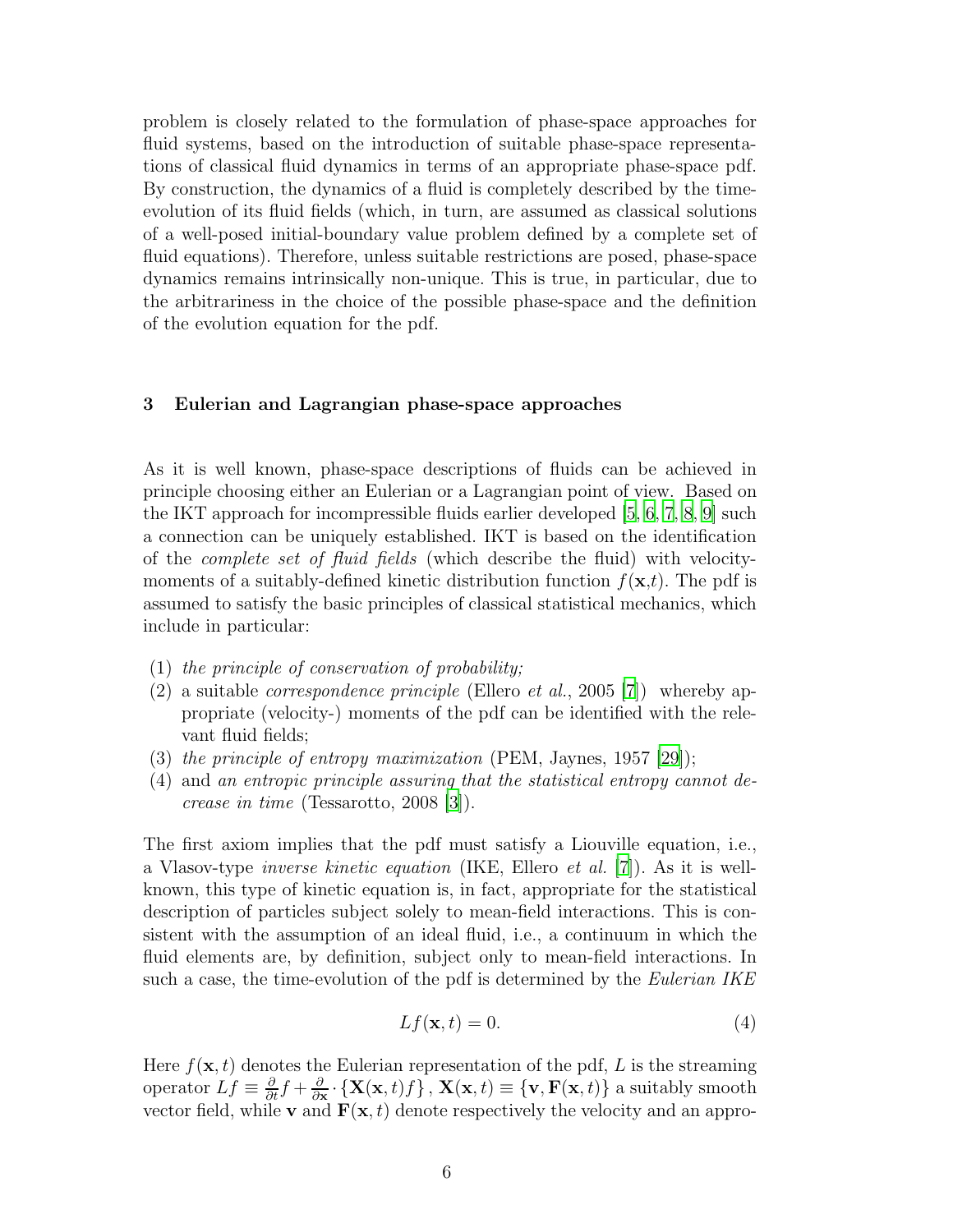problem is closely related to the formulation of phase-space approaches for fluid systems, based on the introduction of suitable phase-space representations of classical fluid dynamics in terms of an appropriate phase-space pdf. By construction, the dynamics of a fluid is completely described by the time-evolution of its fluid fields (which, in turn, are assumed as classical solutions of a well-posed initial-boundary value problem defined by a complete set of fluid equations). Therefore, unless suitable restrictions are posed, phase-space dynamics remains intrinsically non-unique. This is true, in particular, due to the arbitrariness in the choice of the possible phase-space and the definition of the evolution equation for the pdf.

## 3 Eulerian and Lagrangian phase-space approaches

As it is well known, phase-space descriptions of fluids can be achieved in principle choosing either an Eulerian or a Lagrangian point of view. Based on the IKT approach for incompressible fluids earlier developed [5, 6, 7, 8, 9] such a connection can be uniquely established. IKT is based on the identification of the *complete set of fluid fields* (which describe the fluid) with velocity-moments of a suitably-defined kinetic distribution function $f(\mathbf{x},t)$. The pdf is assumed to satisfy the basic principles of classical statistical mechanics, which include in particular:

(1) *the principle of conservation of probability;*
(2) a suitable *correspondence principle* (Ellero *et al.*, 2005 [7]) whereby appropriate (velocity-) moments of the pdf can be identified with the relevant fluid fields;
(3) *the principle of entropy maximization* (PEM, Jaynes, 1957 [29]);
(4) and *an entropic principle assuring that the statistical entropy cannot decrease in time* (Tessarotto, 2008 [3]).

The first axiom implies that the pdf must satisfy a Liouville equation, i.e., a Vlasov-type *inverse kinetic equation* (IKE, Ellero *et al.* [7]). As it is well-known, this type of kinetic equation is, in fact, appropriate for the statistical description of particles subject solely to mean-field interactions. This is consistent with the assumption of an ideal fluid, i.e., a continuum in which the fluid elements are, by definition, subject only to mean-field interactions. In such a case, the time-evolution of the pdf is determined by the *Eulerian IKE*

$$Lf(\mathbf{x},t) = 0. \tag{4}$$

Here $f(\mathbf{x},t)$ denotes the Eulerian representation of the pdf, $L$ is the streaming operator $Lf \equiv \frac{\partial}{\partial t}f + \frac{\partial}{\partial \mathbf{x}} \cdot \{\mathbf{X}(\mathbf{x},t)f\}$, $\mathbf{X}(\mathbf{x},t) \equiv \{\mathbf{v}, \mathbf{F}(\mathbf{x},t)\}$ a suitably smooth vector field, while $\mathbf{v}$ and $\mathbf{F}(\mathbf{x},t)$ denote respectively the velocity and an appro-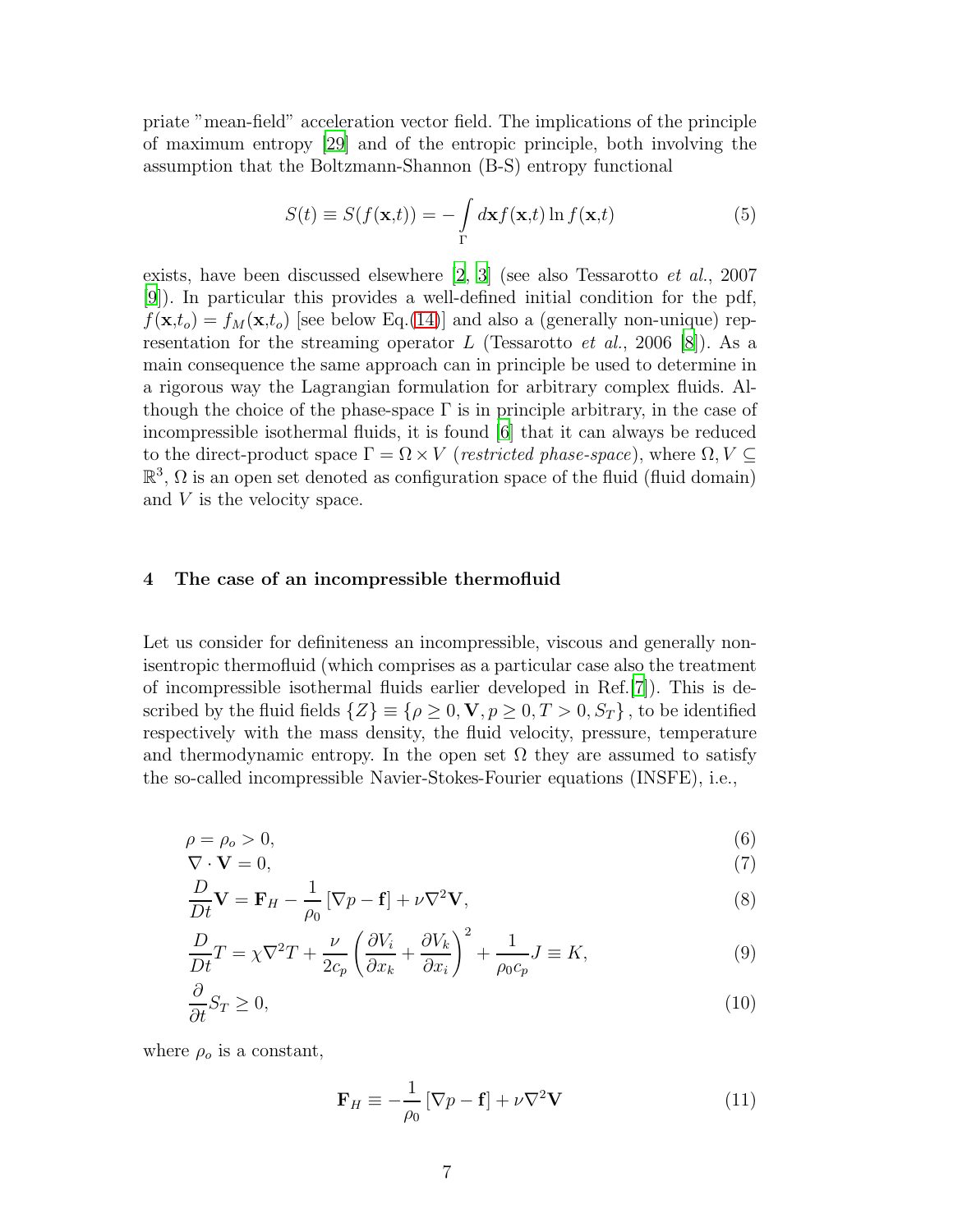priate "mean-field" acceleration vector field. The implications of the principle of maximum entropy [29] and of the entropic principle, both involving the assumption that the Boltzmann-Shannon (B-S) entropy functional

$$S(t) \equiv S(f(\mathbf{x},t)) = -\int\limits_{\Gamma} d\mathbf{x} f(\mathbf{x},t) \ln f(\mathbf{x},t) \tag{5}$$

exists, have been discussed elsewhere [2, 3] (see also Tessarotto *et al.*, 2007 [9]). In particular this provides a well-defined initial condition for the pdf, $f(\mathbf{x},t_o) = f_M(\mathbf{x},t_o)$ [see below Eq.(14)] and also a (generally non-unique) representation for the streaming operator $L$ (Tessarotto *et al.*, 2006 [8]). As a main consequence the same approach can in principle be used to determine in a rigorous way the Lagrangian formulation for arbitrary complex fluids. Although the choice of the phase-space $\Gamma$ is in principle arbitrary, in the case of incompressible isothermal fluids, it is found [6] that it can always be reduced to the direct-product space $\Gamma = \Omega \times V$ (*restricted phase-space*), where $\Omega, V \subseteq \mathbb{R}^3$, $\Omega$ is an open set denoted as configuration space of the fluid (fluid domain) and $V$ is the velocity space.

## 4 The case of an incompressible thermofluid

Let us consider for definiteness an incompressible, viscous and generally non-isentropic thermofluid (which comprises as a particular case also the treatment of incompressible isothermal fluids earlier developed in Ref.[7]). This is described by the fluid fields $\{Z\} \equiv \{\rho \geq 0, \mathbf{V}, p \geq 0, T > 0, S_T\}$, to be identified respectively with the mass density, the fluid velocity, pressure, temperature and thermodynamic entropy. In the open set $\Omega$ they are assumed to satisfy the so-called incompressible Navier-Stokes-Fourier equations (INSFE), i.e.,

$$\rho = \rho_o > 0, \tag{6}$$

$$\nabla \cdot \mathbf{V} = 0, \tag{7}$$

$$\frac{D}{Dt}\mathbf{V} = \mathbf{F}_H - \frac{1}{\rho_0}\left[\nabla p - \mathbf{f}\right] + \nu \nabla^2 \mathbf{V}, \tag{8}$$

$$\frac{D}{Dt}T = \chi \nabla^2 T + \frac{\nu}{2c_p}\left(\frac{\partial V_i}{\partial x_k} + \frac{\partial V_k}{\partial x_i}\right)^2 + \frac{1}{\rho_0 c_p} J \equiv K, \tag{9}$$

$$\frac{\partial}{\partial t} S_T \geq 0, \tag{10}$$

where $\rho_o$ is a constant,

$$\mathbf{F}_H \equiv -\frac{1}{\rho_0}\left[\nabla p - \mathbf{f}\right] + \nu \nabla^2 \mathbf{V} \tag{11}$$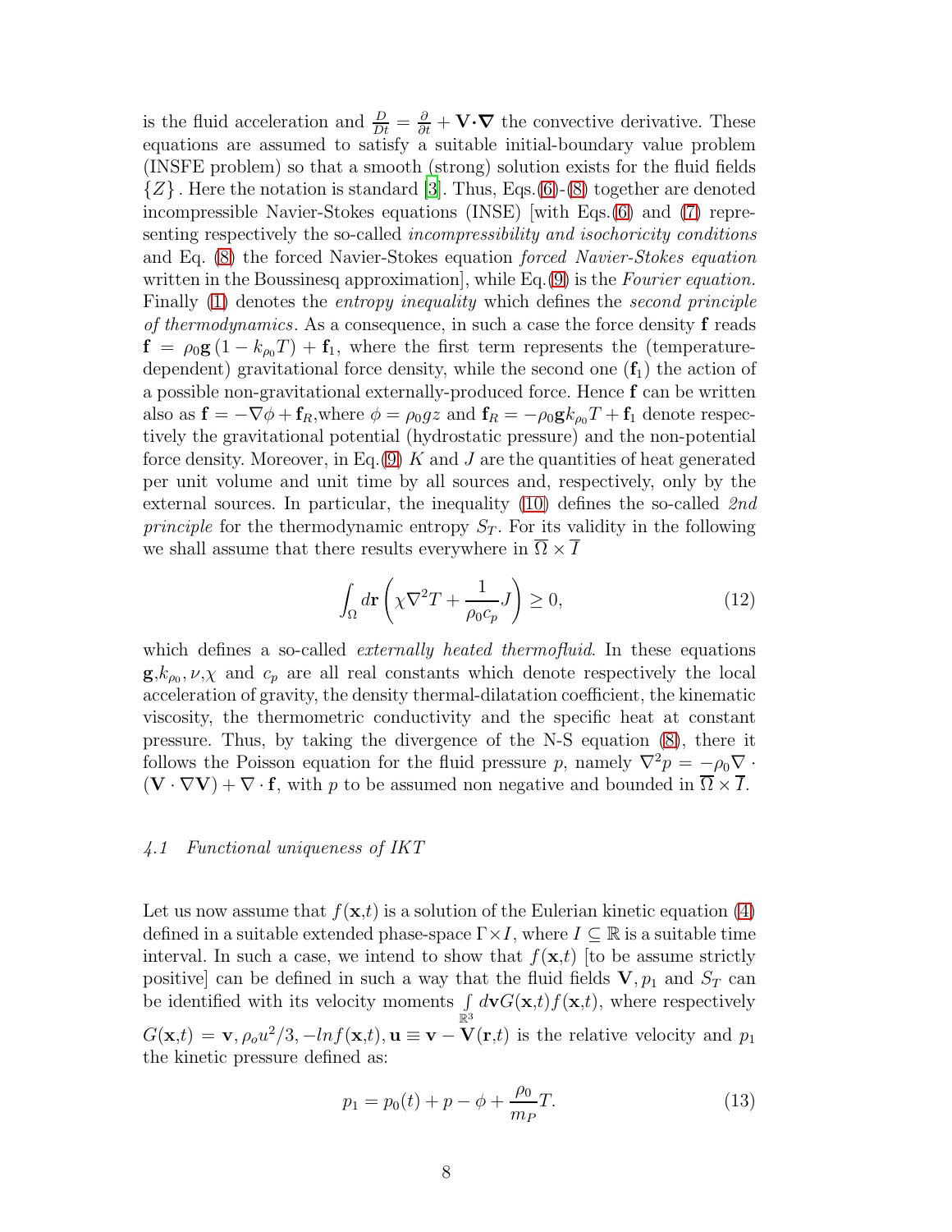is the fluid acceleration and $\frac{D}{Dt} = \frac{\partial}{\partial t} + \mathbf{V} \cdot \nabla$ the convective derivative. These equations are assumed to satisfy a suitable initial-boundary value problem (INSFE problem) so that a smooth (strong) solution exists for the fluid fields $\{Z\}$. Here the notation is standard [3]. Thus, Eqs.(6)-(8) together are denoted incompressible Navier-Stokes equations (INSE) [with Eqs.(6) and (7) representing respectively the so-called *incompressibility and isochoricity conditions* and Eq. (8) the forced Navier-Stokes equation *forced Navier-Stokes equation* written in the Boussinesq approximation], while Eq.(9) is the *Fourier equation.* Finally (1) denotes the *entropy inequality* which defines the *second principle of thermodynamics*. As a consequence, in such a case the force density $\mathbf{f}$ reads $\mathbf{f} = \rho_0 \mathbf{g} (1 - k_{\rho_0} T) + \mathbf{f}_1$, where the first term represents the (temperature-dependent) gravitational force density, while the second one ($\mathbf{f}_1$) the action of a possible non-gravitational externally-produced force. Hence $\mathbf{f}$ can be written also as $\mathbf{f} = -\nabla \phi + \mathbf{f}_R$,where $\phi = \rho_0 g z$ and $\mathbf{f}_R = -\rho_0 \mathbf{g} k_{\rho_0} T + \mathbf{f}_1$ denote respectively the gravitational potential (hydrostatic pressure) and the non-potential force density. Moreover, in Eq.(9) $K$ and $J$ are the quantities of heat generated per unit volume and unit time by all sources and, respectively, only by the external sources. In particular, the inequality (10) defines the so-called *2nd principle* for the thermodynamic entropy $S_T$. For its validity in the following we shall assume that there results everywhere in $\overline{\Omega} \times \overline{I}$

$$\int_{\Omega} d\mathbf{r} \left( \chi \nabla^2 T + \frac{1}{\rho_0 c_p} J \right) \geq 0, \tag{12}$$

which defines a so-called *externally heated thermofluid*. In these equations $\mathbf{g}$,$k_{\rho_0}$, $\nu$,$\chi$ and $c_p$ are all real constants which denote respectively the local acceleration of gravity, the density thermal-dilatation coefficient, the kinematic viscosity, the thermometric conductivity and the specific heat at constant pressure. Thus, by taking the divergence of the N-S equation (8), there it follows the Poisson equation for the fluid pressure $p$, namely $\nabla^2 p = -\rho_0 \nabla \cdot (\mathbf{V} \cdot \nabla \mathbf{V}) + \nabla \cdot \mathbf{f}$, with $p$ to be assumed non negative and bounded in $\overline{\Omega} \times \overline{I}$.

### *4.1 Functional uniqueness of IKT*

Let us now assume that $f(\mathbf{x},t)$ is a solution of the Eulerian kinetic equation (4) defined in a suitable extended phase-space $\Gamma \times I$, where $I \subseteq \mathbb{R}$ is a suitable time interval. In such a case, we intend to show that $f(\mathbf{x},t)$ [to be assume strictly positive] can be defined in such a way that the fluid fields $\mathbf{V}, p_1$ and $S_T$ can be identified with its velocity moments $\int\limits_{\mathbb{R}^3} d\mathbf{v} G(\mathbf{x},t) f(\mathbf{x},t)$, where respectively $G(\mathbf{x},t) = \mathbf{v}, \rho_o u^2/3, -ln f(\mathbf{x},t), \mathbf{u} \equiv \mathbf{v} - \mathbf{V}(\mathbf{r},t)$ is the relative velocity and $p_1$ the kinetic pressure defined as:

$$p_1 = p_0(t) + p - \phi + \frac{\rho_0}{m_P} T. \tag{13}$$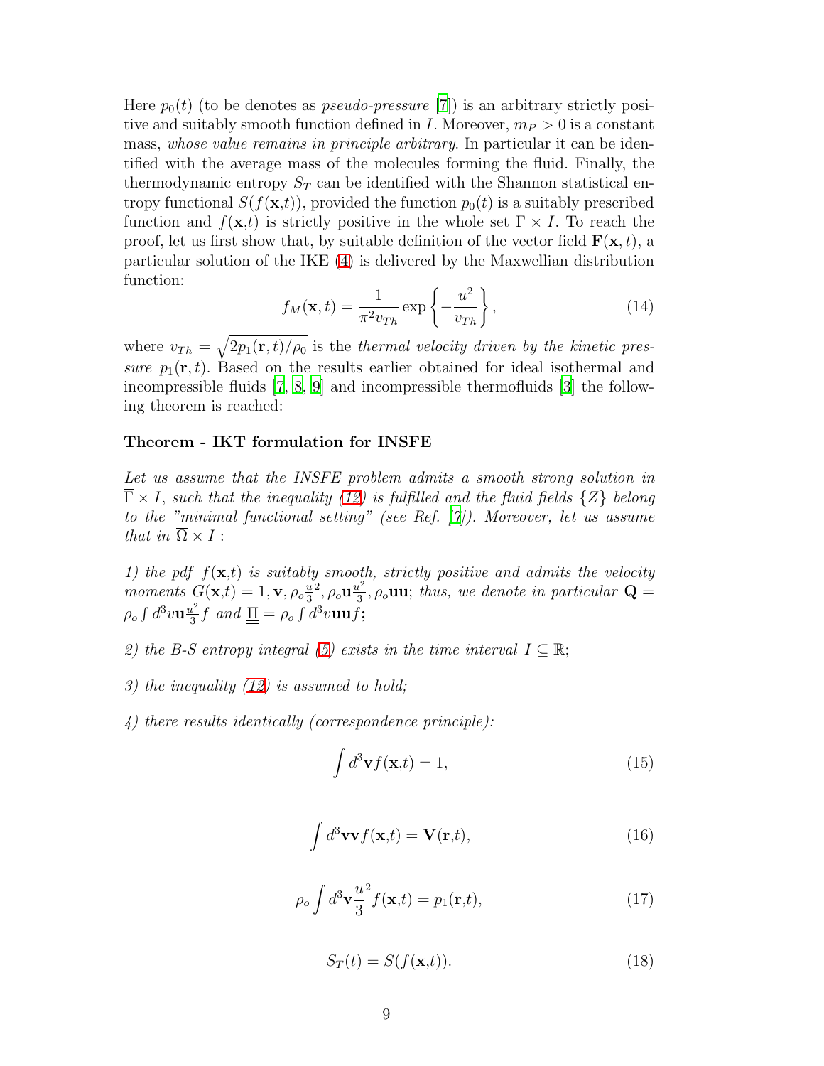Here $p_0(t)$ (to be denotes as *pseudo-pressure* [7]) is an arbitrary strictly positive and suitably smooth function defined in $I$. Moreover, $m_P > 0$ is a constant mass, *whose value remains in principle arbitrary*. In particular it can be identified with the average mass of the molecules forming the fluid. Finally, the thermodynamic entropy $S_T$ can be identified with the Shannon statistical entropy functional $S(f(\mathbf{x},t))$, provided the function $p_0(t)$ is a suitably prescribed function and $f(\mathbf{x},t)$ is strictly positive in the whole set $\Gamma \times I$. To reach the proof, let us first show that, by suitable definition of the vector field $\mathbf{F}(\mathbf{x},t)$, a particular solution of the IKE (4) is delivered by the Maxwellian distribution function:

$$f_M(\mathbf{x},t) = \frac{1}{\pi^2 v_{Th}} \exp\left\{-\frac{u^2}{v_{Th}}\right\}, \tag{14}$$

where $v_{Th} = \sqrt{2p_1(\mathbf{r},t)/\rho_0}$ is the *thermal velocity driven by the kinetic pressure* $p_1(\mathbf{r},t)$. Based on the results earlier obtained for ideal isothermal and incompressible fluids [7, 8, 9] and incompressible thermofluids [3] the following theorem is reached:

**Theorem - IKT formulation for INSFE**

*Let us assume that the INSFE problem admits a smooth strong solution in* $\overline{\Gamma} \times I$, *such that the inequality (12) is fulfilled and the fluid fields* $\{Z\}$ *belong to the "minimal functional setting" (see Ref. [7]). Moreover, let us assume that in* $\overline{\Omega} \times I$ :

*1) the pdf* $f(\mathbf{x},t)$ *is suitably smooth, strictly positive and admits the velocity moments* $G(\mathbf{x},t) = 1, \mathbf{v}, \rho_o \frac{u}{3}^2, \rho_o \mathbf{u}\frac{u^2}{3}, \rho_o \mathbf{uu}$; *thus, we denote in particular* $\mathbf{Q} = \rho_o \int d^3v \mathbf{u}\frac{u^2}{3} f$ *and* $\underline{\underline{\Pi}} = \rho_o \int d^3v \mathbf{uu} f$**;**

*2) the B-S entropy integral (5) exists in the time interval* $I \subseteq \mathbb{R}$;

*3) the inequality (12) is assumed to hold;*

*4) there results identically (correspondence principle):*

$$\int d^3\mathbf{v} f(\mathbf{x},t) = 1, \tag{15}$$

$$\int d^3\mathbf{v} \mathbf{v} f(\mathbf{x},t) = \mathbf{V}(\mathbf{r},t), \tag{16}$$

$$\rho_o \int d^3\mathbf{v} \frac{u}{3}^2 f(\mathbf{x},t) = p_1(\mathbf{r},t), \tag{17}$$

$$S_T(t) = S(f(\mathbf{x},t)). \tag{18}$$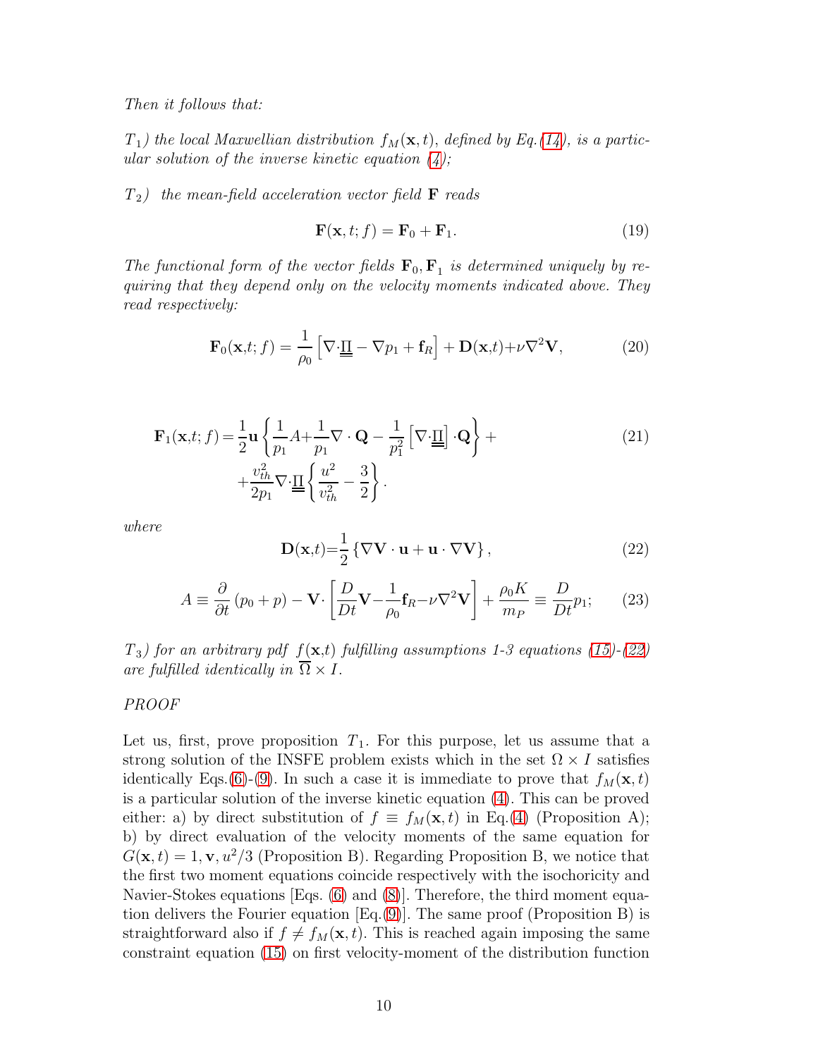*Then it follows that:*

*$T_1$) the local Maxwellian distribution $f_M(\mathbf{x},t)$, defined by Eq.(14), is a particular solution of the inverse kinetic equation (4);*

*$T_2$) the mean-field acceleration vector field $\mathbf{F}$ reads*

$$\mathbf{F}(\mathbf{x},t;f) = \mathbf{F}_0 + \mathbf{F}_1. \tag{19}$$

*The functional form of the vector fields $\mathbf{F}_0, \mathbf{F}_1$ is determined uniquely by requiring that they depend only on the velocity moments indicated above. They read respectively:*

$$\mathbf{F}_0(\mathbf{x},t;f) = \frac{1}{\rho_0}\left[\nabla\cdot\underline{\underline{\Pi}} - \nabla p_1 + \mathbf{f}_R\right] + \mathbf{D}(\mathbf{x},t) + \nu\nabla^2\mathbf{V}, \tag{20}$$

$$\begin{aligned}\mathbf{F}_1(\mathbf{x},t;f) = &\frac{1}{2}\mathbf{u}\left\{\frac{1}{p_1}A + \frac{1}{p_1}\nabla\cdot\mathbf{Q} - \frac{1}{p_1^2}\left[\nabla\cdot\underline{\underline{\Pi}}\right]\cdot\mathbf{Q}\right\} + \\ &+\frac{v_{th}^2}{2p_1}\nabla\cdot\underline{\underline{\Pi}}\left\{\frac{u^2}{v_{th}^2} - \frac{3}{2}\right\}.\end{aligned} \tag{21}$$

*where*

$$\mathbf{D}(\mathbf{x},t) = \frac{1}{2}\left\{\nabla\mathbf{V}\cdot\mathbf{u} + \mathbf{u}\cdot\nabla\mathbf{V}\right\}, \tag{22}$$

$$A \equiv \frac{\partial}{\partial t}(p_0 + p) - \mathbf{V}\cdot\left[\frac{D}{Dt}\mathbf{V} - \frac{1}{\rho_0}\mathbf{f}_R - \nu\nabla^2\mathbf{V}\right] + \frac{\rho_0 K}{m_P} \equiv \frac{D}{Dt}p_1; \tag{23}$$

*$T_3$) for an arbitrary pdf $f(\mathbf{x},t)$ fulfilling assumptions 1-3 equations (15)-(22) are fulfilled identically in $\overline{\Omega}\times I$.*

*PROOF*

Let us, first, prove proposition $T_1$. For this purpose, let us assume that a strong solution of the INSFE problem exists which in the set $\Omega\times I$ satisfies identically Eqs.(6)-(9). In such a case it is immediate to prove that $f_M(\mathbf{x},t)$ is a particular solution of the inverse kinetic equation (4). This can be proved either: a) by direct substitution of $f \equiv f_M(\mathbf{x},t)$ in Eq.(4) (Proposition A); b) by direct evaluation of the velocity moments of the same equation for $G(\mathbf{x},t) = 1, \mathbf{v}, u^2/3$ (Proposition B). Regarding Proposition B, we notice that the first two moment equations coincide respectively with the isochoricity and Navier-Stokes equations [Eqs. (6) and (8)]. Therefore, the third moment equation delivers the Fourier equation [Eq.(9)]. The same proof (Proposition B) is straightforward also if $f \neq f_M(\mathbf{x},t)$. This is reached again imposing the same constraint equation (15) on first velocity-moment of the distribution function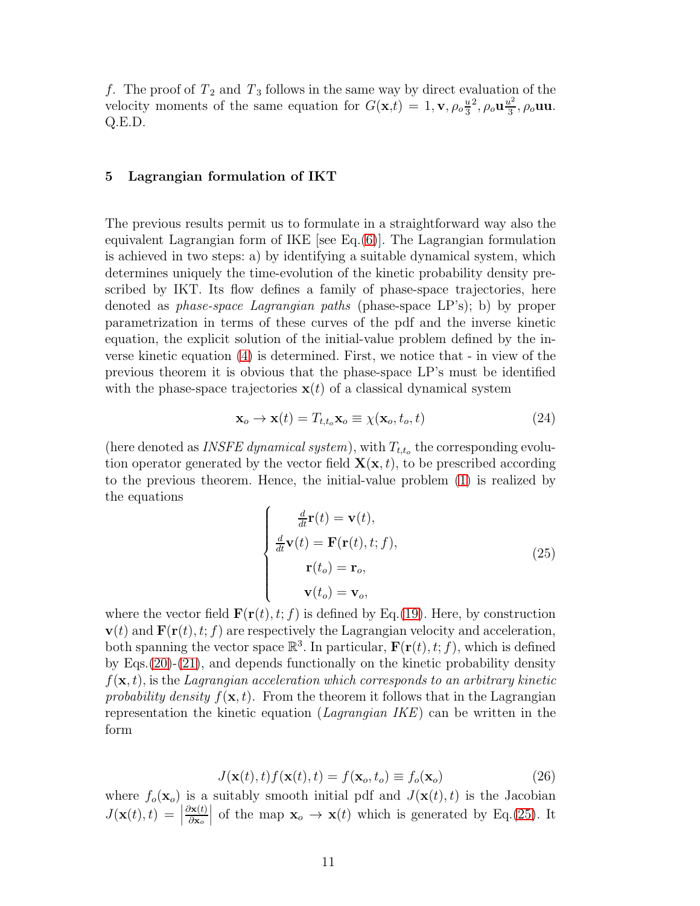$f$. The proof of $T_2$ and $T_3$ follows in the same way by direct evaluation of the velocity moments of the same equation for $G(\mathbf{x},t) = 1, \mathbf{v}, \rho_o \frac{u}{3}^2, \rho_o \mathbf{u}\frac{u^2}{3}, \rho_o \mathbf{u}\mathbf{u}$. Q.E.D.

## 5 Lagrangian formulation of IKT

The previous results permit us to formulate in a straightforward way also the equivalent Lagrangian form of IKE [see Eq.(6)]. The Lagrangian formulation is achieved in two steps: a) by identifying a suitable dynamical system, which determines uniquely the time-evolution of the kinetic probability density prescribed by IKT. Its flow defines a family of phase-space trajectories, here denoted as *phase-space Lagrangian paths* (phase-space LP's); b) by proper parametrization in terms of these curves of the pdf and the inverse kinetic equation, the explicit solution of the initial-value problem defined by the inverse kinetic equation (4) is determined. First, we notice that - in view of the previous theorem it is obvious that the phase-space LP's must be identified with the phase-space trajectories $\mathbf{x}(t)$ of a classical dynamical system

$$\mathbf{x}_o \to \mathbf{x}(t) = T_{t,t_o}\mathbf{x}_o \equiv \chi(\mathbf{x}_o, t_o, t) \tag{24}$$

(here denoted as *INSFE dynamical system*), with $T_{t,t_o}$ the corresponding evolution operator generated by the vector field $\mathbf{X}(\mathbf{x}, t)$, to be prescribed according to the previous theorem. Hence, the initial-value problem (1) is realized by the equations

$$\begin{cases} \frac{d}{dt}\mathbf{r}(t) = \mathbf{v}(t), \\ \frac{d}{dt}\mathbf{v}(t) = \mathbf{F}(\mathbf{r}(t), t; f), \\ \mathbf{r}(t_o) = \mathbf{r}_o, \\ \mathbf{v}(t_o) = \mathbf{v}_o, \end{cases} \tag{25}$$

where the vector field $\mathbf{F}(\mathbf{r}(t), t; f)$ is defined by Eq.(19). Here, by construction $\mathbf{v}(t)$ and $\mathbf{F}(\mathbf{r}(t), t; f)$ are respectively the Lagrangian velocity and acceleration, both spanning the vector space $\mathbb{R}^3$. In particular, $\mathbf{F}(\mathbf{r}(t), t; f)$, which is defined by Eqs.(20)-(21), and depends functionally on the kinetic probability density $f(\mathbf{x}, t)$, is the *Lagrangian acceleration which corresponds to an arbitrary kinetic probability density* $f(\mathbf{x}, t)$. From the theorem it follows that in the Lagrangian representation the kinetic equation (*Lagrangian IKE*) can be written in the form

$$J(\mathbf{x}(t), t) f(\mathbf{x}(t), t) = f(\mathbf{x}_o, t_o) \equiv f_o(\mathbf{x}_o) \tag{26}$$

where $f_o(\mathbf{x}_o)$ is a suitably smooth initial pdf and $J(\mathbf{x}(t), t)$ is the Jacobian $J(\mathbf{x}(t), t) = \left|\frac{\partial \mathbf{x}(t)}{\partial \mathbf{x}_o}\right|$ of the map $\mathbf{x}_o \to \mathbf{x}(t)$ which is generated by Eq.(25). It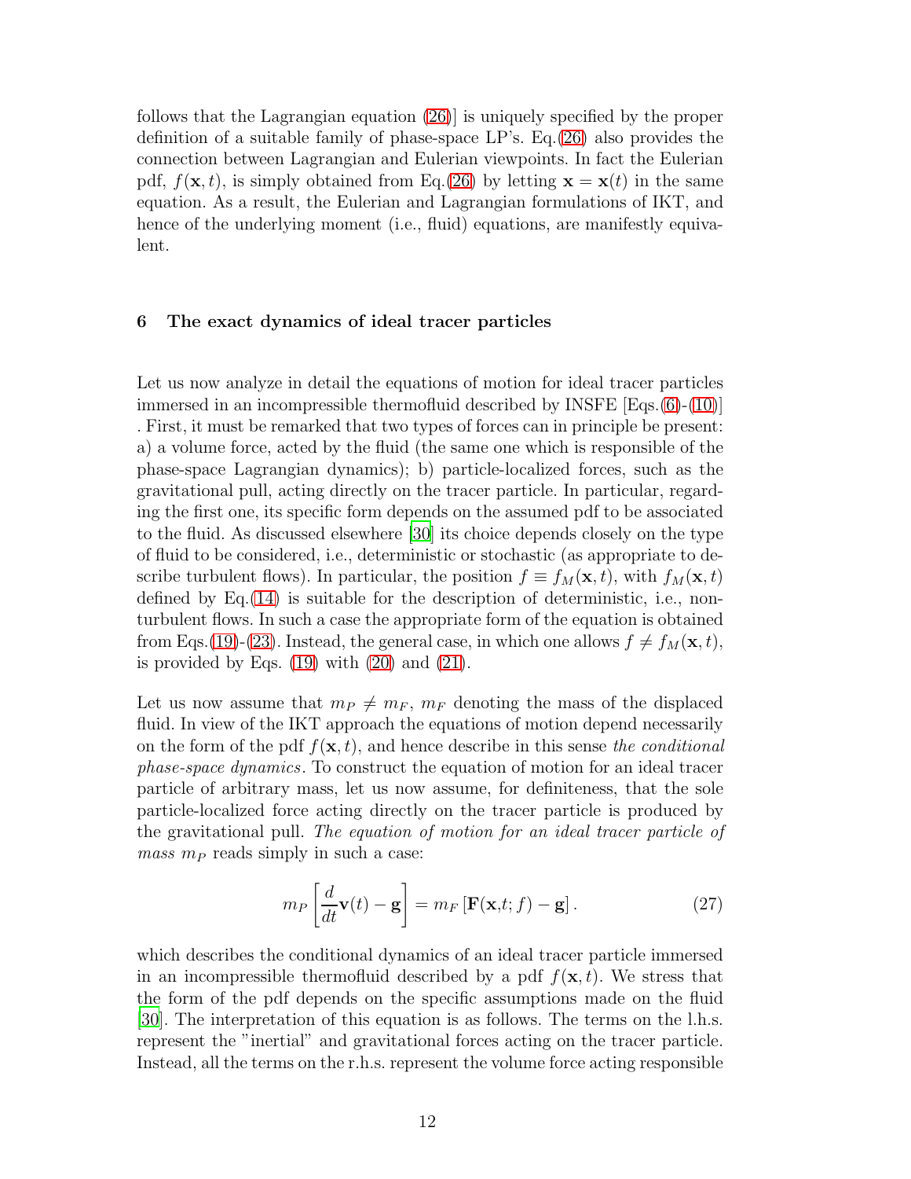follows that the Lagrangian equation (26)] is uniquely specified by the proper definition of a suitable family of phase-space LP's. Eq.(26) also provides the connection between Lagrangian and Eulerian viewpoints. In fact the Eulerian pdf, $f(\mathbf{x}, t)$, is simply obtained from Eq.(26) by letting $\mathbf{x} = \mathbf{x}(t)$ in the same equation. As a result, the Eulerian and Lagrangian formulations of IKT, and hence of the underlying moment (i.e., fluid) equations, are manifestly equivalent.

## 6 The exact dynamics of ideal tracer particles

Let us now analyze in detail the equations of motion for ideal tracer particles immersed in an incompressible thermofluid described by INSFE [Eqs.(6)-(10)] . First, it must be remarked that two types of forces can in principle be present: a) a volume force, acted by the fluid (the same one which is responsible of the phase-space Lagrangian dynamics); b) particle-localized forces, such as the gravitational pull, acting directly on the tracer particle. In particular, regarding the first one, its specific form depends on the assumed pdf to be associated to the fluid. As discussed elsewhere [30] its choice depends closely on the type of fluid to be considered, i.e., deterministic or stochastic (as appropriate to describe turbulent flows). In particular, the position $f \equiv f_M(\mathbf{x}, t)$, with $f_M(\mathbf{x}, t)$ defined by Eq.(14) is suitable for the description of deterministic, i.e., non-turbulent flows. In such a case the appropriate form of the equation is obtained from Eqs.(19)-(23). Instead, the general case, in which one allows $f \neq f_M(\mathbf{x}, t)$, is provided by Eqs. (19) with (20) and (21).

Let us now assume that $m_P \neq m_F$, $m_F$ denoting the mass of the displaced fluid. In view of the IKT approach the equations of motion depend necessarily on the form of the pdf $f(\mathbf{x}, t)$, and hence describe in this sense *the conditional phase-space dynamics*. To construct the equation of motion for an ideal tracer particle of arbitrary mass, let us now assume, for definiteness, that the sole particle-localized force acting directly on the tracer particle is produced by the gravitational pull. *The equation of motion for an ideal tracer particle of mass $m_P$* reads simply in such a case:

$$m_P \left[ \frac{d}{dt} \mathbf{v}(t) - \mathbf{g} \right] = m_F \left[ \mathbf{F}(\mathbf{x}, t; f) - \mathbf{g} \right]. \tag{27}$$

which describes the conditional dynamics of an ideal tracer particle immersed in an incompressible thermofluid described by a pdf $f(\mathbf{x}, t)$. We stress that the form of the pdf depends on the specific assumptions made on the fluid [30]. The interpretation of this equation is as follows. The terms on the l.h.s. represent the "inertial" and gravitational forces acting on the tracer particle. Instead, all the terms on the r.h.s. represent the volume force acting responsible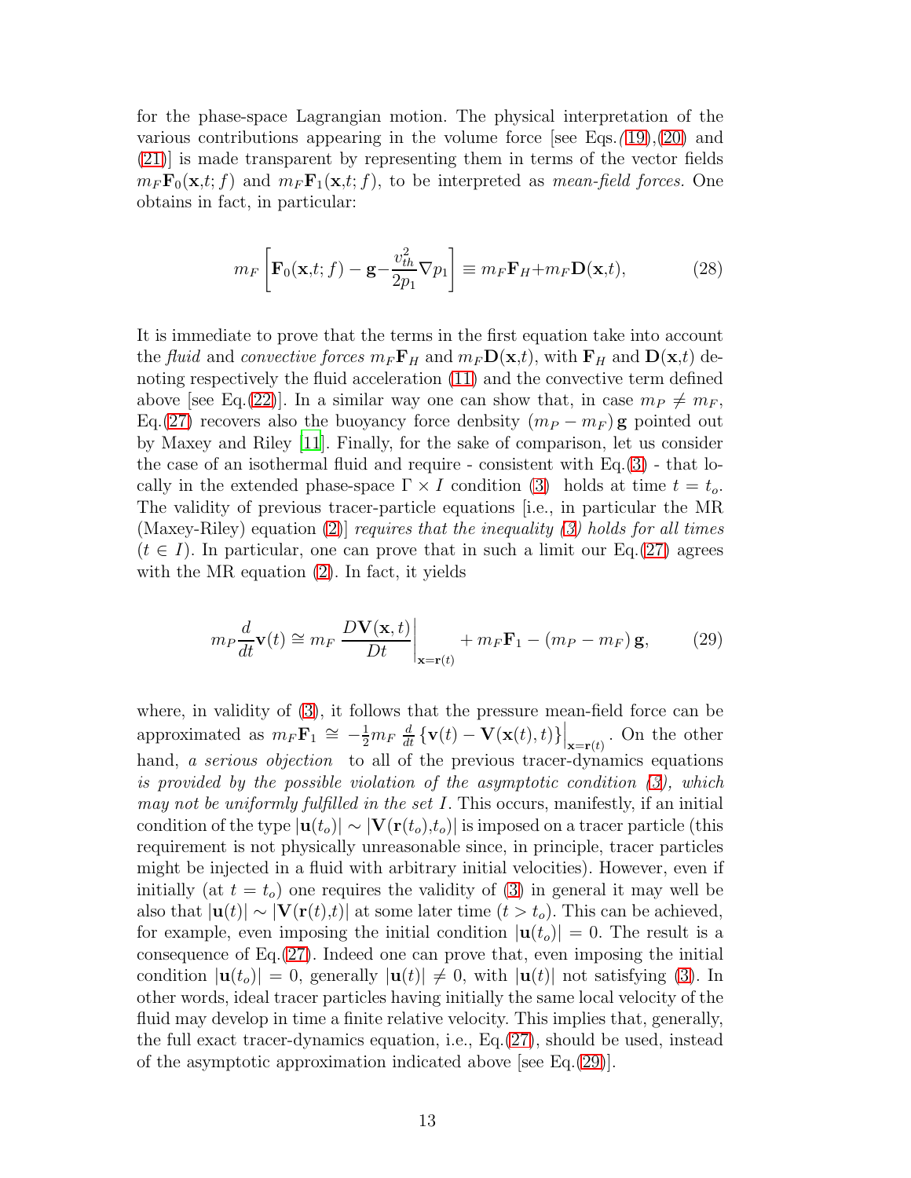for the phase-space Lagrangian motion. The physical interpretation of the various contributions appearing in the volume force [see Eqs.*(*19),(20) and (21)] is made transparent by representing them in terms of the vector fields $m_F\mathbf{F}_0(\mathbf{x},t;f)$ and $m_F\mathbf{F}_1(\mathbf{x},t;f)$, to be interpreted as *mean-field forces.* One obtains in fact, in particular:

$$m_F\left[\mathbf{F}_0(\mathbf{x},t;f)-\mathbf{g}-\frac{v_{th}^2}{2p_1}\nabla p_1\right]\equiv m_F\mathbf{F}_H+m_F\mathbf{D}(\mathbf{x},t), \tag{28}$$

It is immediate to prove that the terms in the first equation take into account the *fluid* and *convective forces* $m_F\mathbf{F}_H$ and $m_F\mathbf{D}(\mathbf{x},t)$, with $\mathbf{F}_H$ and $\mathbf{D}(\mathbf{x},t)$ denoting respectively the fluid acceleration (11) and the convective term defined above [see Eq.(22)]. In a similar way one can show that, in case $m_P\neq m_F$, Eq.(27) recovers also the buoyancy force denbsity $(m_P-m_F)\,\mathbf{g}$ pointed out by Maxey and Riley [11]. Finally, for the sake of comparison, let us consider the case of an isothermal fluid and require - consistent with Eq.(3) - that locally in the extended phase-space $\Gamma\times I$ condition (3) holds at time $t=t_o$. The validity of previous tracer-particle equations [i.e., in particular the MR (Maxey-Riley) equation (2)] *requires that the inequality (3) holds for all times* ($t\in I$). In particular, one can prove that in such a limit our Eq.(27) agrees with the MR equation (2). In fact, it yields

$$m_P\frac{d}{dt}\mathbf{v}(t)\cong m_F\left.\frac{D\mathbf{V}(\mathbf{x},t)}{Dt}\right|_{\mathbf{x}=\mathbf{r}(t)}+m_F\mathbf{F}_1-(m_P-m_F)\,\mathbf{g}, \tag{29}$$

where, in validity of (3), it follows that the pressure mean-field force can be approximated as $m_F\mathbf{F}_1\cong-\frac{1}{2}m_F\,\frac{d}{dt}\left\{\mathbf{v}(t)-\mathbf{V}(\mathbf{x}(t),t)\right\}\Big|_{\mathbf{x}=\mathbf{r}(t)}$. On the other hand, *a serious objection* to all of the previous tracer-dynamics equations *is provided by the possible violation of the asymptotic condition (3), which may not be uniformly fulfilled in the set* $I$. This occurs, manifestly, if an initial condition of the type $|\mathbf{u}(t_o)|\sim|\mathbf{V}(\mathbf{r}(t_o),t_o)|$ is imposed on a tracer particle (this requirement is not physically unreasonable since, in principle, tracer particles might be injected in a fluid with arbitrary initial velocities). However, even if initially (at $t=t_o$) one requires the validity of (3) in general it may well be also that $|\mathbf{u}(t)|\sim|\mathbf{V}(\mathbf{r}(t),t)|$ at some later time ($t>t_o$). This can be achieved, for example, even imposing the initial condition $|\mathbf{u}(t_o)|=0$. The result is a consequence of Eq.(27). Indeed one can prove that, even imposing the initial condition $|\mathbf{u}(t_o)|=0$, generally $|\mathbf{u}(t)|\neq0$, with $|\mathbf{u}(t)|$ not satisfying (3). In other words, ideal tracer particles having initially the same local velocity of the fluid may develop in time a finite relative velocity. This implies that, generally, the full exact tracer-dynamics equation, i.e., Eq.(27), should be used, instead of the asymptotic approximation indicated above [see Eq.(29)].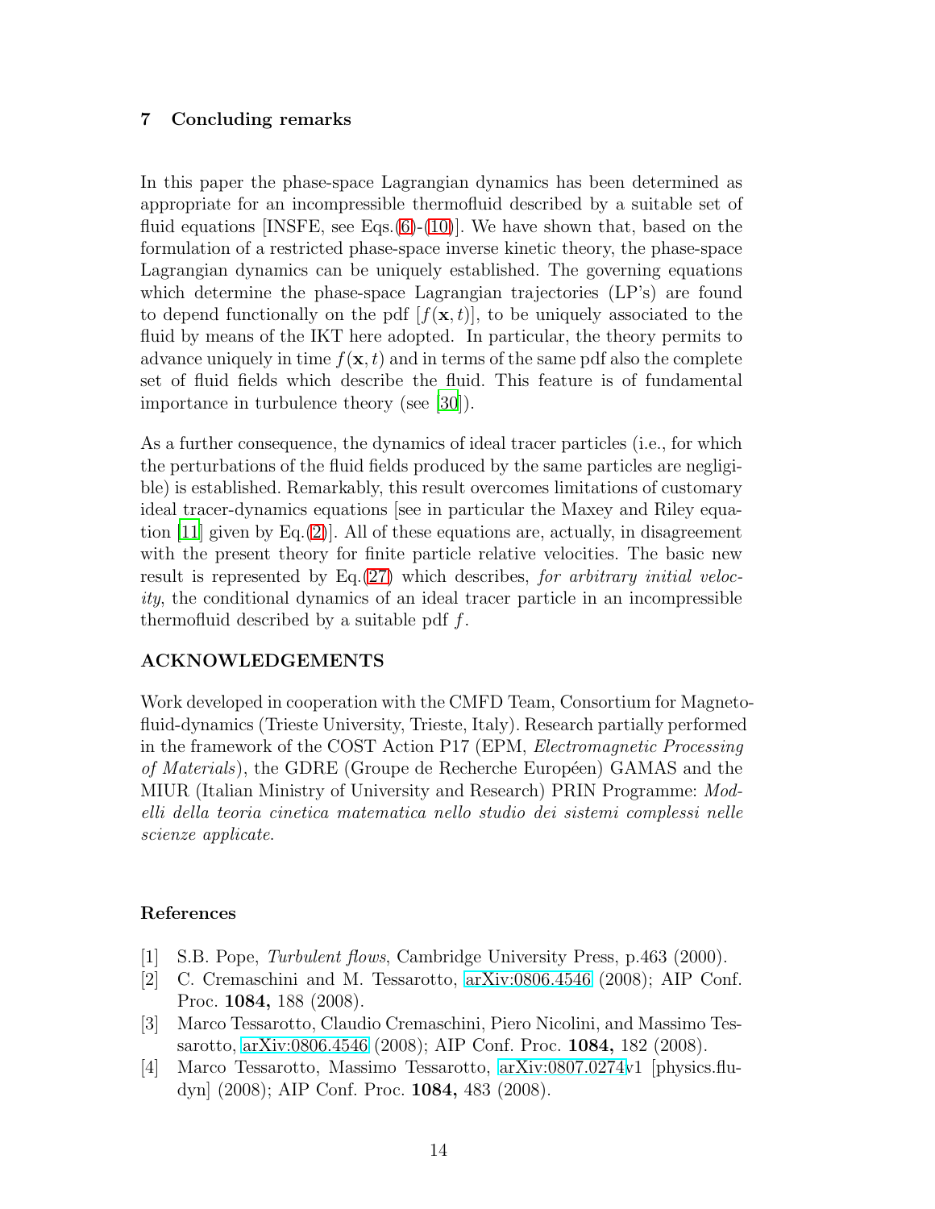## 7 Concluding remarks

In this paper the phase-space Lagrangian dynamics has been determined as appropriate for an incompressible thermofluid described by a suitable set of fluid equations [INSFE, see Eqs.(6)-(10)]. We have shown that, based on the formulation of a restricted phase-space inverse kinetic theory, the phase-space Lagrangian dynamics can be uniquely established. The governing equations which determine the phase-space Lagrangian trajectories (LP's) are found to depend functionally on the pdf $[f(\mathbf{x}, t)]$, to be uniquely associated to the fluid by means of the IKT here adopted. In particular, the theory permits to advance uniquely in time $f(\mathbf{x}, t)$ and in terms of the same pdf also the complete set of fluid fields which describe the fluid. This feature is of fundamental importance in turbulence theory (see [30]).

As a further consequence, the dynamics of ideal tracer particles (i.e., for which the perturbations of the fluid fields produced by the same particles are negligible) is established. Remarkably, this result overcomes limitations of customary ideal tracer-dynamics equations [see in particular the Maxey and Riley equation [11] given by Eq.(2)]. All of these equations are, actually, in disagreement with the present theory for finite particle relative velocities. The basic new result is represented by Eq.(27) which describes, *for arbitrary initial velocity*, the conditional dynamics of an ideal tracer particle in an incompressible thermofluid described by a suitable pdf $f$.

## ACKNOWLEDGEMENTS

Work developed in cooperation with the CMFD Team, Consortium for Magneto-fluid-dynamics (Trieste University, Trieste, Italy). Research partially performed in the framework of the COST Action P17 (EPM, *Electromagnetic Processing of Materials*), the GDRE (Groupe de Recherche Européen) GAMAS and the MIUR (Italian Ministry of University and Research) PRIN Programme: *Modelli della teoria cinetica matematica nello studio dei sistemi complessi nelle scienze applicate*.

## References

[1] S.B. Pope, *Turbulent flows*, Cambridge University Press, p.463 (2000).

[2] C. Cremaschini and M. Tessarotto, arXiv:0806.4546 (2008); AIP Conf. Proc. **1084,** 188 (2008).

[3] Marco Tessarotto, Claudio Cremaschini, Piero Nicolini, and Massimo Tessarotto, arXiv:0806.4546 (2008); AIP Conf. Proc. **1084,** 182 (2008).

[4] Marco Tessarotto, Massimo Tessarotto, arXiv:0807.0274v1 [physics.flu-dyn] (2008); AIP Conf. Proc. **1084,** 483 (2008).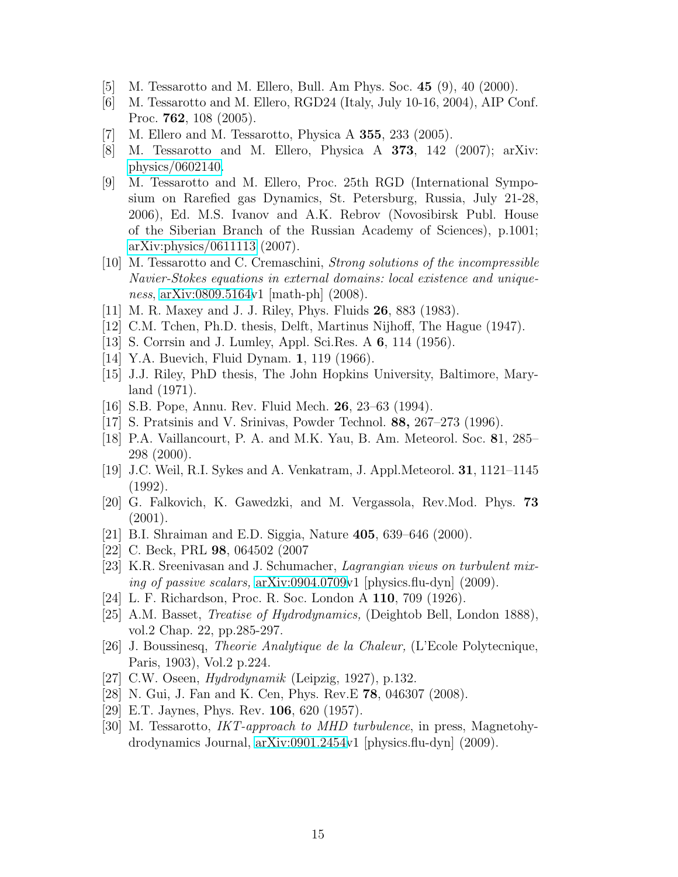[5] M. Tessarotto and M. Ellero, Bull. Am Phys. Soc. **45** (9), 40 (2000).

[6] M. Tessarotto and M. Ellero, RGD24 (Italy, July 10-16, 2004), AIP Conf. Proc. **762**, 108 (2005).

[7] M. Ellero and M. Tessarotto, Physica A **355**, 233 (2005).

[8] M. Tessarotto and M. Ellero, Physica A **373**, 142 (2007); arXiv: physics/0602140.

[9] M. Tessarotto and M. Ellero, Proc. 25th RGD (International Symposium on Rarefied gas Dynamics, St. Petersburg, Russia, July 21-28, 2006), Ed. M.S. Ivanov and A.K. Rebrov (Novosibirsk Publ. House of the Siberian Branch of the Russian Academy of Sciences), p.1001; arXiv:physics/0611113 (2007).

[10] M. Tessarotto and C. Cremaschini, *Strong solutions of the incompressible Navier-Stokes equations in external domains: local existence and uniqueness*, arXiv:0809.5164v1 [math-ph] (2008).

[11] M. R. Maxey and J. J. Riley, Phys. Fluids **26**, 883 (1983).

[12] C.M. Tchen, Ph.D. thesis, Delft, Martinus Nijhoff, The Hague (1947).

[13] S. Corrsin and J. Lumley, Appl. Sci.Res. A **6**, 114 (1956).

[14] Y.A. Buevich, Fluid Dynam. **1**, 119 (1966).

[15] J.J. Riley, PhD thesis, The John Hopkins University, Baltimore, Maryland (1971).

[16] S.B. Pope, Annu. Rev. Fluid Mech. **26**, 23–63 (1994).

[17] S. Pratsinis and V. Srinivas, Powder Technol. **88,** 267–273 (1996).

[18] P.A. Vaillancourt, P. A. and M.K. Yau, B. Am. Meteorol. Soc. **8**1, 285–298 (2000).

[19] J.C. Weil, R.I. Sykes and A. Venkatram, J. Appl.Meteorol. **31**, 1121–1145 (1992).

[20] G. Falkovich, K. Gawedzki, and M. Vergassola, Rev.Mod. Phys. **73** (2001).

[21] B.I. Shraiman and E.D. Siggia, Nature **405**, 639–646 (2000).

[22] C. Beck, PRL **98**, 064502 (2007

[23] K.R. Sreenivasan and J. Schumacher, *Lagrangian views on turbulent mixing of passive scalars,* arXiv:0904.0709v1 [physics.flu-dyn] (2009).

[24] L. F. Richardson, Proc. R. Soc. London A **110**, 709 (1926).

[25] A.M. Basset, *Treatise of Hydrodynamics,* (Deightob Bell, London 1888), vol.2 Chap. 22, pp.285-297.

[26] J. Boussinesq, *Theorie Analytique de la Chaleur,* (L'Ecole Polytecnique, Paris, 1903), Vol.2 p.224.

[27] C.W. Oseen, *Hydrodynamik* (Leipzig, 1927), p.132.

[28] N. Gui, J. Fan and K. Cen, Phys. Rev.E **78**, 046307 (2008).

[29] E.T. Jaynes, Phys. Rev. **106**, 620 (1957).

[30] M. Tessarotto, *IKT-approach to MHD turbulence*, in press, Magnetohydrodynamics Journal, arXiv:0901.2454v1 [physics.flu-dyn] (2009).